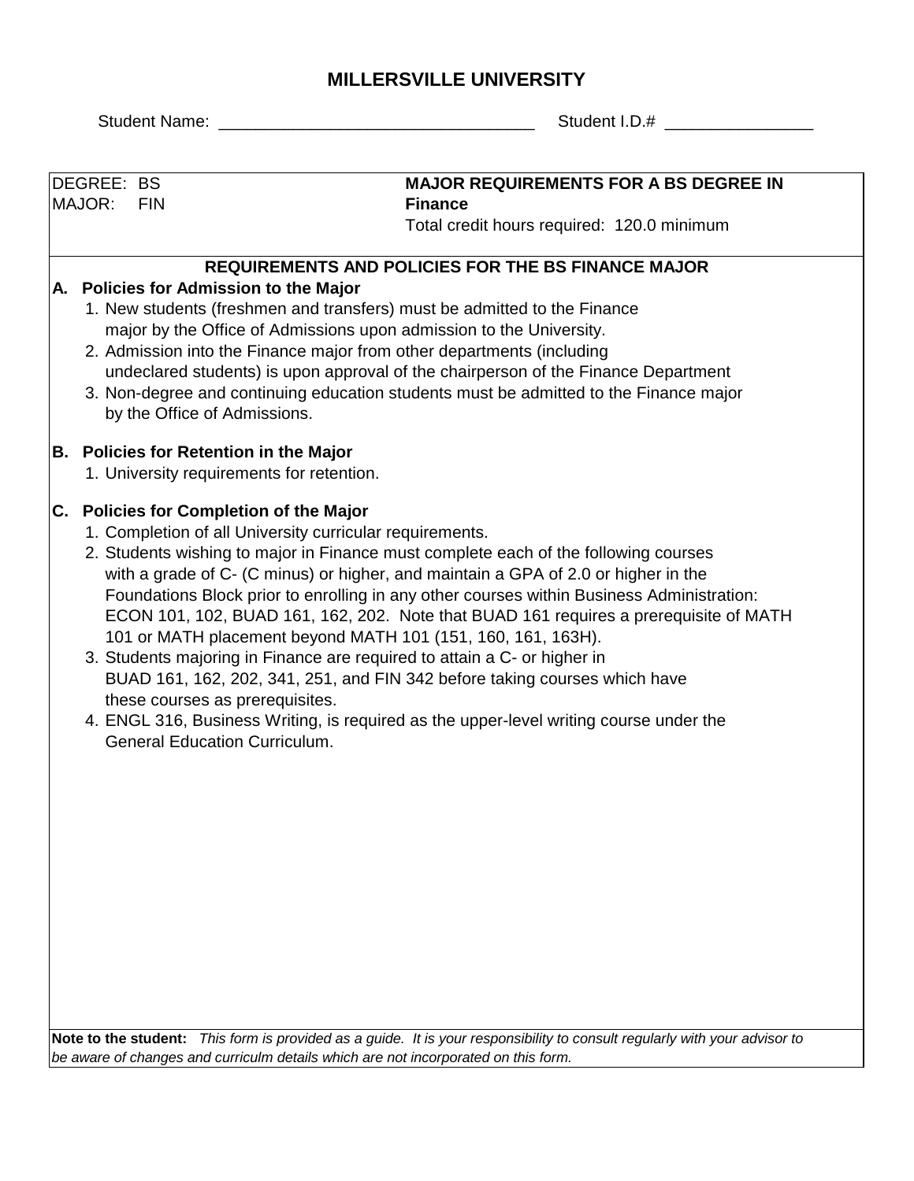# MILLERSVILLE UNIVERSITY

Student Name: __________________________________ Student I.D.# ________________

| DEGREE: BS<br>MAJOR: FIN | **MAJOR REQUIREMENTS FOR A BS DEGREE IN Finance**<br>Total credit hours required: 120.0 minimum |
|---|---|

## REQUIREMENTS AND POLICIES FOR THE BS FINANCE MAJOR

### A. Policies for Admission to the Major

1. New students (freshmen and transfers) must be admitted to the Finance major by the Office of Admissions upon admission to the University.
2. Admission into the Finance major from other departments (including undeclared students) is upon approval of the chairperson of the Finance Department
3. Non-degree and continuing education students must be admitted to the Finance major by the Office of Admissions.

### B. Policies for Retention in the Major

1. University requirements for retention.

### C. Policies for Completion of the Major

1. Completion of all University curricular requirements.
2. Students wishing to major in Finance must complete each of the following courses with a grade of C- (C minus) or higher, and maintain a GPA of 2.0 or higher in the Foundations Block prior to enrolling in any other courses within Business Administration: ECON 101, 102, BUAD 161, 162, 202. Note that BUAD 161 requires a prerequisite of MATH 101 or MATH placement beyond MATH 101 (151, 160, 161, 163H).
3. Students majoring in Finance are required to attain a C- or higher in BUAD 161, 162, 202, 341, 251, and FIN 342 before taking courses which have these courses as prerequisites.
4. ENGL 316, Business Writing, is required as the upper-level writing course under the General Education Curriculum.

**Note to the student:** *This form is provided as a guide. It is your responsibility to consult regularly with your advisor to be aware of changes and curriculm details which are not incorporated on this form.*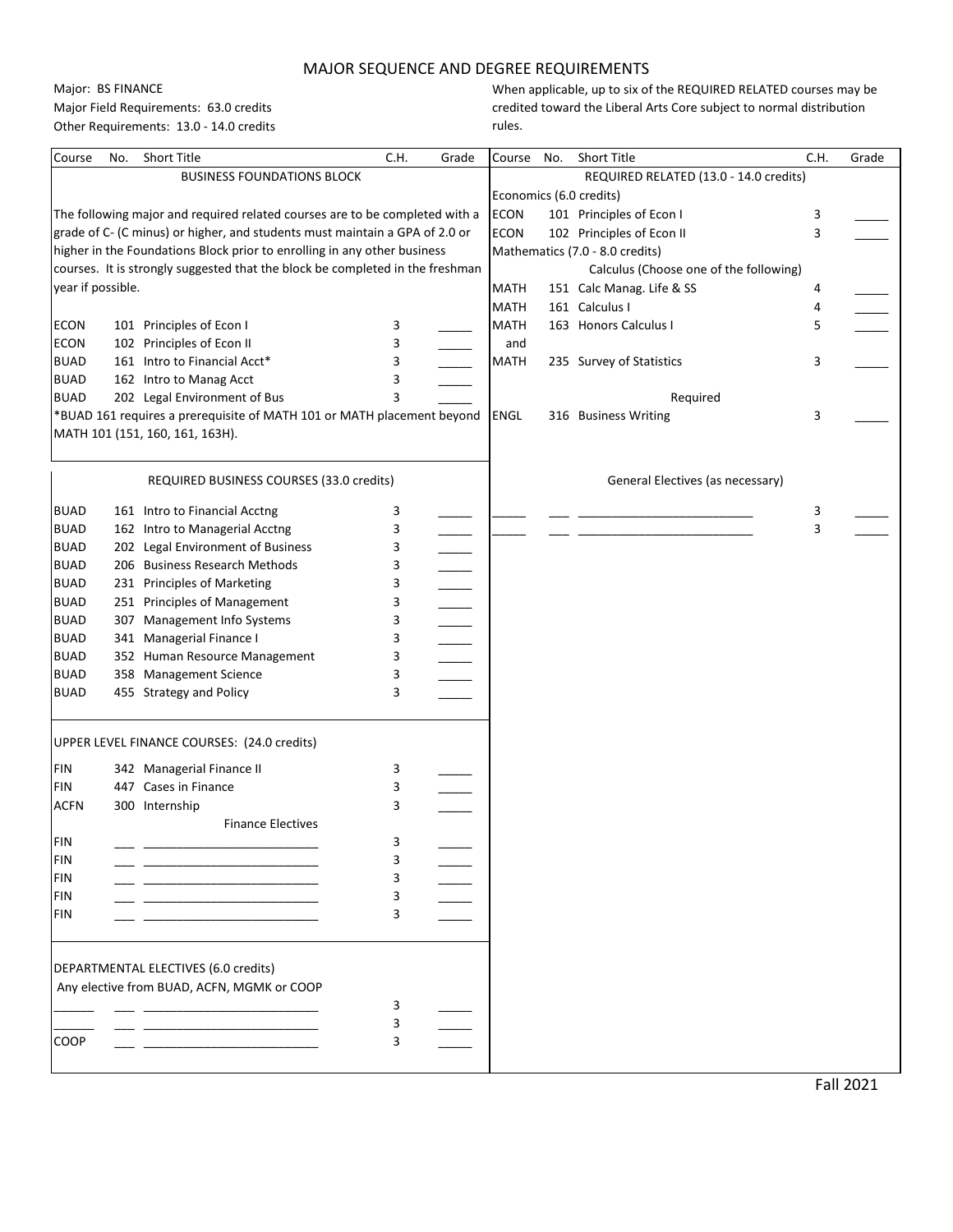# MAJOR SEQUENCE AND DEGREE REQUIREMENTS

Major: BS FINANCE
Major Field Requirements: 63.0 credits
Other Requirements: 13.0 - 14.0 credits

When applicable, up to six of the REQUIRED RELATED courses may be credited toward the Liberal Arts Core subject to normal distribution rules.

| Course | No. | Short Title | C.H. | Grade |
|---|---|---|---|---|
| | | **BUSINESS FOUNDATIONS BLOCK** | | |

The following major and required related courses are to be completed with a grade of C- (C minus) or higher, and students must maintain a GPA of 2.0 or higher in the Foundations Block prior to enrolling in any other business courses. It is strongly suggested that the block be completed in the freshman year if possible.

| Course | No. | Short Title | C.H. | Grade |
|---|---|---|---|---|
| ECON | 101 | Principles of Econ I | 3 | _____ |
| ECON | 102 | Principles of Econ II | 3 | _____ |
| BUAD | 161 | Intro to Financial Acct* | 3 | _____ |
| BUAD | 162 | Intro to Manag Acct | 3 | _____ |
| BUAD | 202 | Legal Environment of Bus | 3 | _____ |

*BUAD 161 requires a prerequisite of MATH 101 or MATH placement beyond MATH 101 (151, 160, 161, 163H).

## REQUIRED BUSINESS COURSES (33.0 credits)

| Course | No. | Short Title | C.H. | Grade |
|---|---|---|---|---|
| BUAD | 161 | Intro to Financial Acctng | 3 | _____ |
| BUAD | 162 | Intro to Managerial Acctng | 3 | _____ |
| BUAD | 202 | Legal Environment of Business | 3 | _____ |
| BUAD | 206 | Business Research Methods | 3 | _____ |
| BUAD | 231 | Principles of Marketing | 3 | _____ |
| BUAD | 251 | Principles of Management | 3 | _____ |
| BUAD | 307 | Management Info Systems | 3 | _____ |
| BUAD | 341 | Managerial Finance I | 3 | _____ |
| BUAD | 352 | Human Resource Management | 3 | _____ |
| BUAD | 358 | Management Science | 3 | _____ |
| BUAD | 455 | Strategy and Policy | 3 | _____ |

## UPPER LEVEL FINANCE COURSES: (24.0 credits)

| Course | No. | Short Title | C.H. | Grade |
|---|---|---|---|---|
| FIN | 342 | Managerial Finance II | 3 | _____ |
| FIN | 447 | Cases in Finance | 3 | _____ |
| ACFN | 300 | Internship | 3 | _____ |
| | | Finance Electives | | |
| FIN | ___ | _______________ | 3 | _____ |
| FIN | ___ | _______________ | 3 | _____ |
| FIN | ___ | _______________ | 3 | _____ |
| FIN | ___ | _______________ | 3 | _____ |
| FIN | ___ | _______________ | 3 | _____ |

## DEPARTMENTAL ELECTIVES (6.0 credits)

Any elective from BUAD, ACFN, MGMK or COOP

| Course | No. | Short Title | C.H. | Grade |
|---|---|---|---|---|
| ______ | ___ | _______________ | 3 | _____ |
| ______ | ___ | _______________ | 3 | _____ |
| COOP | ___ | _______________ | 3 | _____ |

## REQUIRED RELATED (13.0 - 14.0 credits)

| Course | No. | Short Title | C.H. | Grade |
|---|---|---|---|---|
| Economics (6.0 credits) | | | | |
| ECON | 101 | Principles of Econ I | 3 | _____ |
| ECON | 102 | Principles of Econ II | 3 | _____ |
| Mathematics (7.0 - 8.0 credits) | | | | |
| | | Calculus (Choose one of the following) | | |
| MATH | 151 | Calc Manag. Life & SS | 4 | _____ |
| MATH | 161 | Calculus I | 4 | _____ |
| MATH | 163 | Honors Calculus I | 5 | _____ |
| and | | | | |
| MATH | 235 | Survey of Statistics | 3 | _____ |
| | | Required | | |
| ENGL | 316 | Business Writing | 3 | _____ |

## General Electives (as necessary)

| Course | No. | Short Title | C.H. | Grade |
|---|---|---|---|---|
| _____ | ___ | _______________ | 3 | _____ |
| _____ | ___ | _______________ | 3 | _____ |

Fall 2021